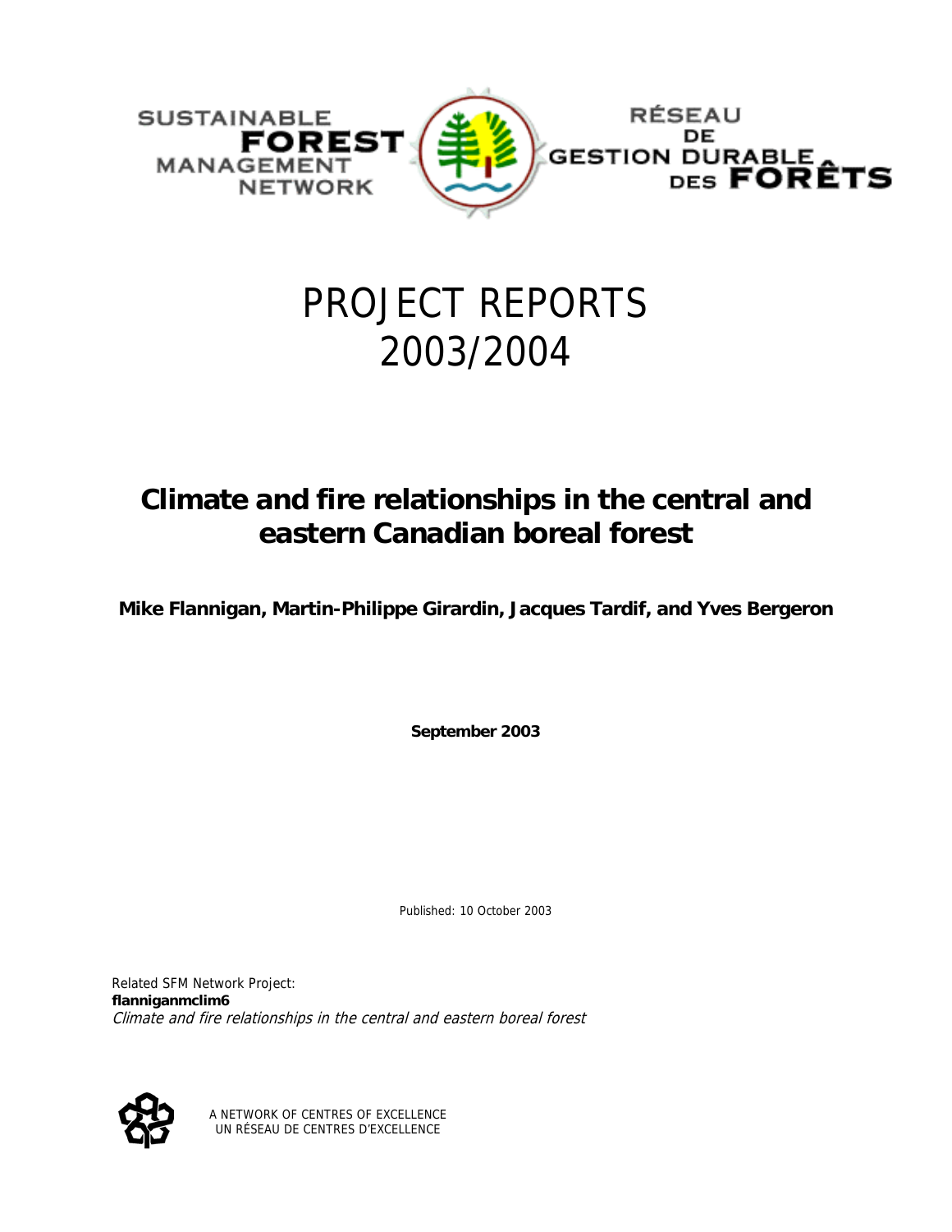SUSTAINABLE **FOREST** MANAGEMENT NETWORK

RÉSEAU DE GESTION DURABLE DES **FORÊTS**

# PROJECT REPORTS 2003/2004

## Climate and fire relationships in the central and eastern Canadian boreal forest

**Mike Flannigan, Martin-Philippe Girardin, Jacques Tardif, and Yves Bergeron**

**September 2003**

Published: 10 October 2003

Related SFM Network Project:
**flanniganmclim6**
*Climate and fire relationships in the central and eastern boreal forest*

A NETWORK OF CENTRES OF EXCELLENCE
UN RÉSEAU DE CENTRES D'EXCELLENCE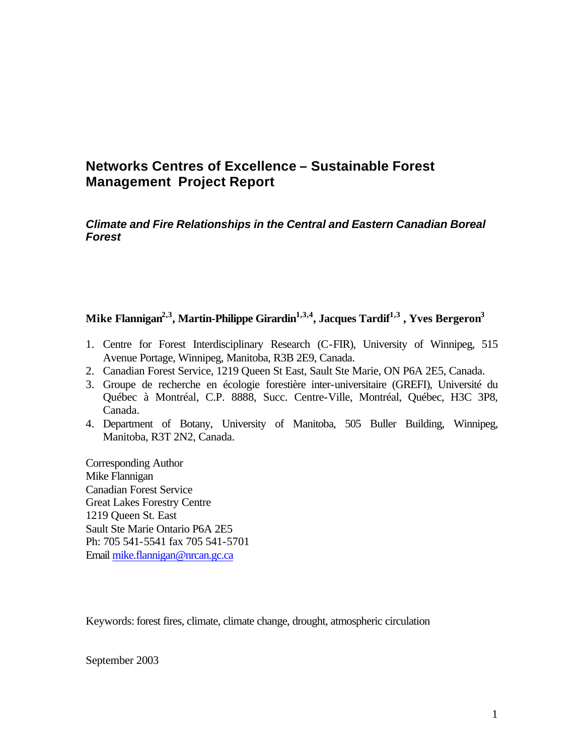# Networks Centres of Excellence – Sustainable Forest Management Project Report

### *Climate and Fire Relationships in the Central and Eastern Canadian Boreal Forest*

**Mike Flannigan[2,3], Martin-Philippe Girardin[1,3,4], Jacques Tardif[1,3], Yves Bergeron[3]**

1. Centre for Forest Interdisciplinary Research (C-FIR), University of Winnipeg, 515 Avenue Portage, Winnipeg, Manitoba, R3B 2E9, Canada.
2. Canadian Forest Service, 1219 Queen St East, Sault Ste Marie, ON P6A 2E5, Canada.
3. Groupe de recherche en écologie forestière inter-universitaire (GREFI), Université du Québec à Montréal, C.P. 8888, Succ. Centre-Ville, Montréal, Québec, H3C 3P8, Canada.
4. Department of Botany, University of Manitoba, 505 Buller Building, Winnipeg, Manitoba, R3T 2N2, Canada.

Corresponding Author
Mike Flannigan
Canadian Forest Service
Great Lakes Forestry Centre
1219 Queen St. East
Sault Ste Marie Ontario P6A 2E5
Ph: 705 541-5541 fax 705 541-5701
Email mike.flannigan@nrcan.gc.ca

Keywords: forest fires, climate, climate change, drought, atmospheric circulation

September 2003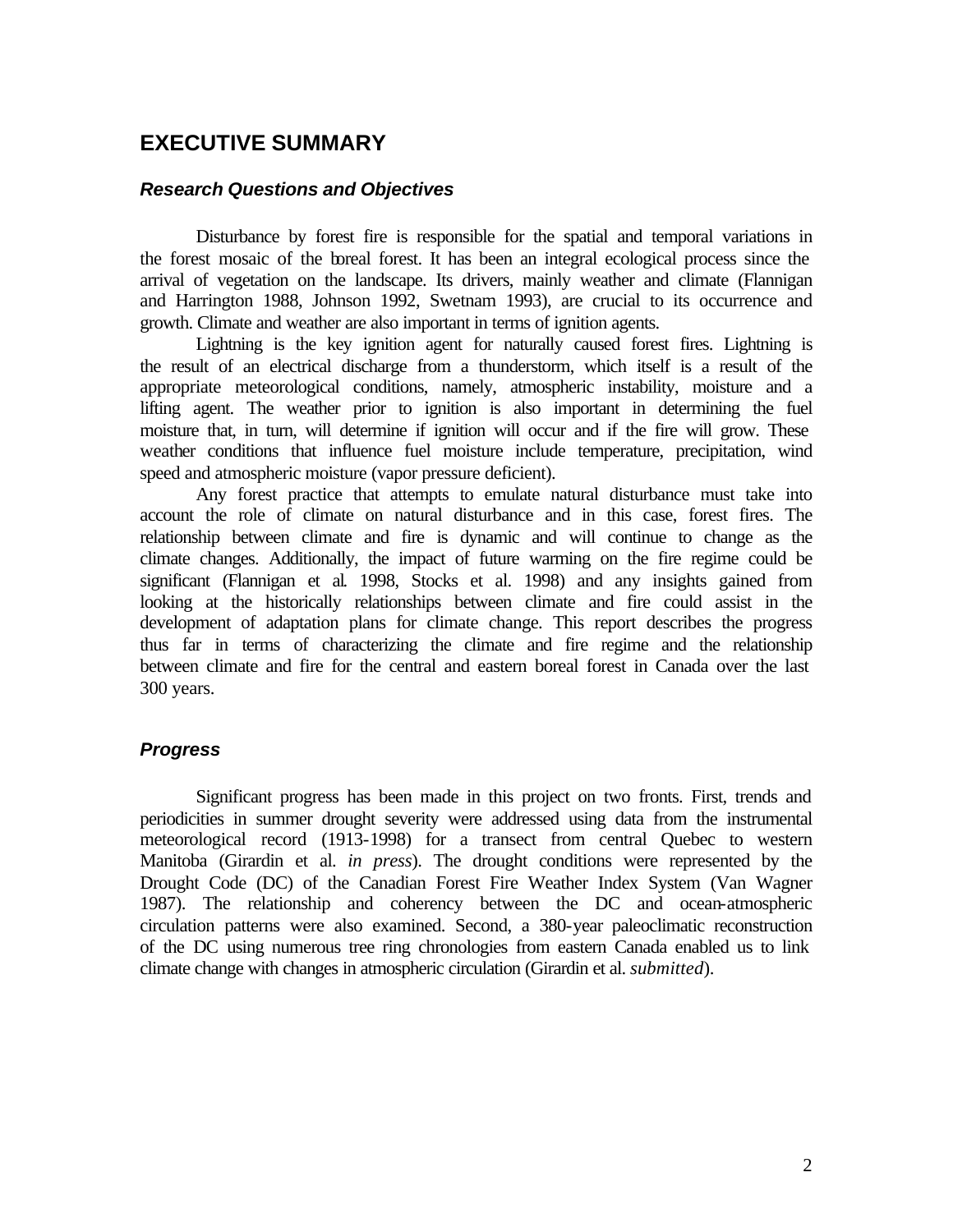## EXECUTIVE SUMMARY

### *Research Questions and Objectives*

Disturbance by forest fire is responsible for the spatial and temporal variations in the forest mosaic of the boreal forest. It has been an integral ecological process since the arrival of vegetation on the landscape. Its drivers, mainly weather and climate (Flannigan and Harrington 1988, Johnson 1992, Swetnam 1993), are crucial to its occurrence and growth. Climate and weather are also important in terms of ignition agents.

Lightning is the key ignition agent for naturally caused forest fires. Lightning is the result of an electrical discharge from a thunderstorm, which itself is a result of the appropriate meteorological conditions, namely, atmospheric instability, moisture and a lifting agent. The weather prior to ignition is also important in determining the fuel moisture that, in turn, will determine if ignition will occur and if the fire will grow. These weather conditions that influence fuel moisture include temperature, precipitation, wind speed and atmospheric moisture (vapor pressure deficient).

Any forest practice that attempts to emulate natural disturbance must take into account the role of climate on natural disturbance and in this case, forest fires. The relationship between climate and fire is dynamic and will continue to change as the climate changes. Additionally, the impact of future warming on the fire regime could be significant (Flannigan et al. 1998, Stocks et al. 1998) and any insights gained from looking at the historically relationships between climate and fire could assist in the development of adaptation plans for climate change. This report describes the progress thus far in terms of characterizing the climate and fire regime and the relationship between climate and fire for the central and eastern boreal forest in Canada over the last 300 years.

### *Progress*

Significant progress has been made in this project on two fronts. First, trends and periodicities in summer drought severity were addressed using data from the instrumental meteorological record (1913-1998) for a transect from central Quebec to western Manitoba (Girardin et al. *in press*). The drought conditions were represented by the Drought Code (DC) of the Canadian Forest Fire Weather Index System (Van Wagner 1987). The relationship and coherency between the DC and ocean-atmospheric circulation patterns were also examined. Second, a 380-year paleoclimatic reconstruction of the DC using numerous tree ring chronologies from eastern Canada enabled us to link climate change with changes in atmospheric circulation (Girardin et al. *submitted*).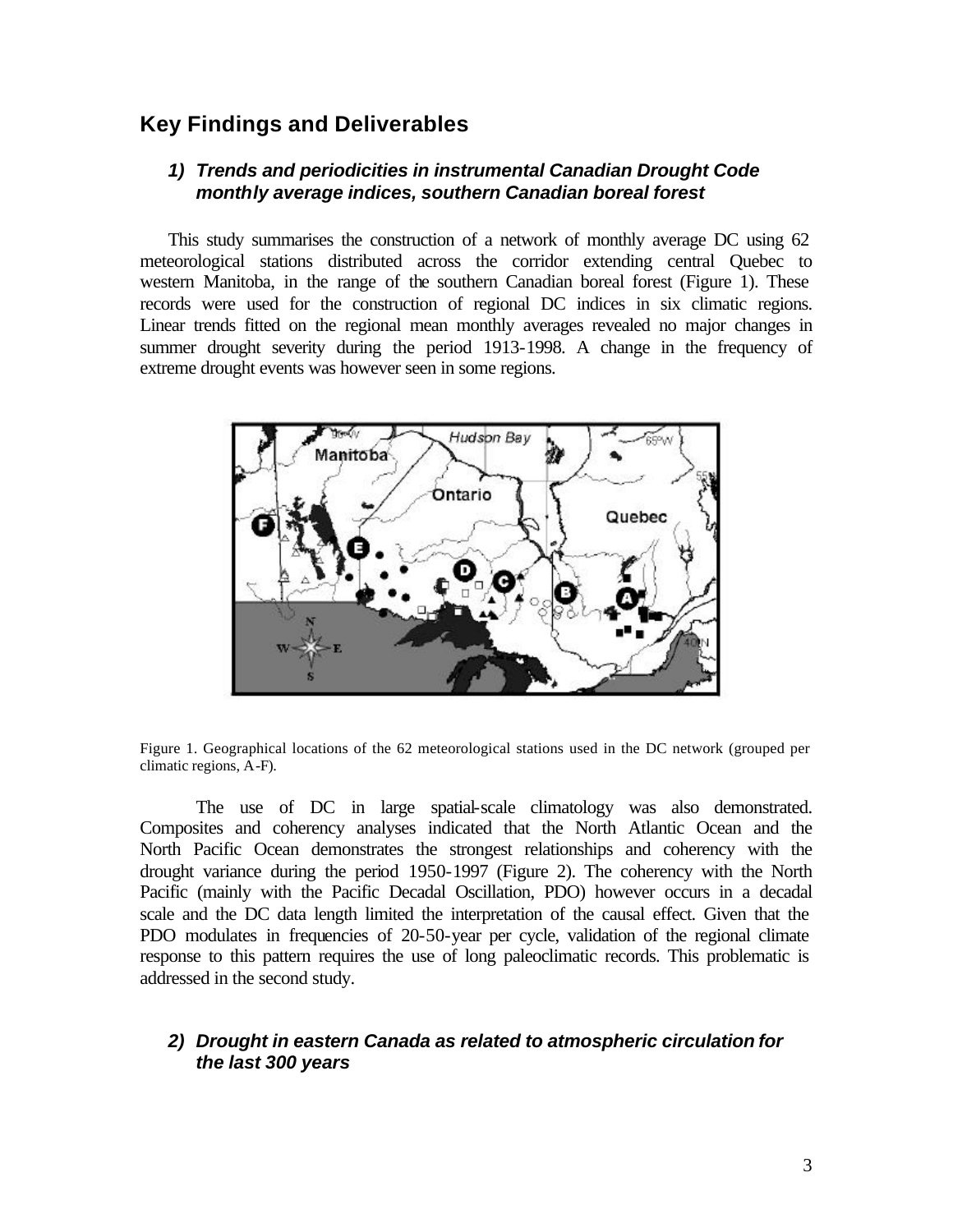## Key Findings and Deliverables

### *1) Trends and periodicities in instrumental Canadian Drought Code monthly average indices, southern Canadian boreal forest*

This study summarises the construction of a network of monthly average DC using 62 meteorological stations distributed across the corridor extending central Quebec to western Manitoba, in the range of the southern Canadian boreal forest (Figure 1). These records were used for the construction of regional DC indices in six climatic regions. Linear trends fitted on the regional mean monthly averages revealed no major changes in summer drought severity during the period 1913-1998. A change in the frequency of extreme drought events was however seen in some regions.

Figure 1. Geographical locations of the 62 meteorological stations used in the DC network (grouped per climatic regions, A-F).

The use of DC in large spatial-scale climatology was also demonstrated. Composites and coherency analyses indicated that the North Atlantic Ocean and the North Pacific Ocean demonstrates the strongest relationships and coherency with the drought variance during the period 1950-1997 (Figure 2). The coherency with the North Pacific (mainly with the Pacific Decadal Oscillation, PDO) however occurs in a decadal scale and the DC data length limited the interpretation of the causal effect. Given that the PDO modulates in frequencies of 20-50-year per cycle, validation of the regional climate response to this pattern requires the use of long paleoclimatic records. This problematic is addressed in the second study.

### *2) Drought in eastern Canada as related to atmospheric circulation for the last 300 years*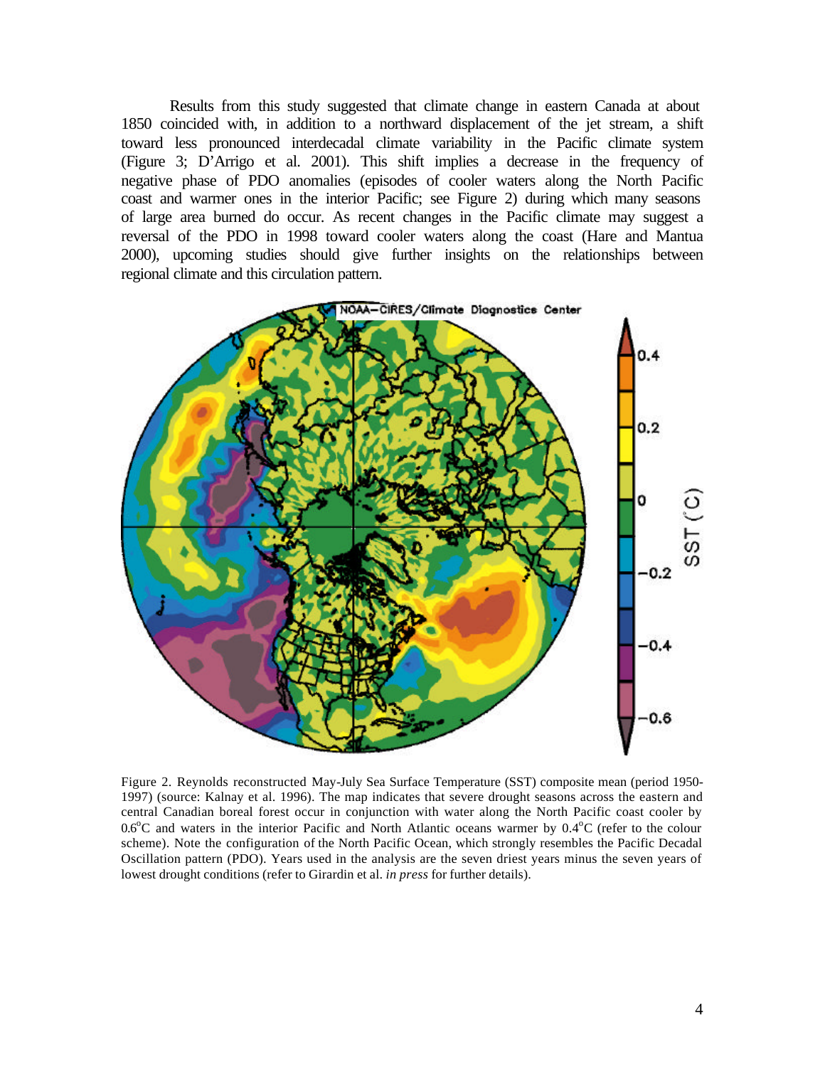Results from this study suggested that climate change in eastern Canada at about 1850 coincided with, in addition to a northward displacement of the jet stream, a shift toward less pronounced interdecadal climate variability in the Pacific climate system (Figure 3; D'Arrigo et al. 2001). This shift implies a decrease in the frequency of negative phase of PDO anomalies (episodes of cooler waters along the North Pacific coast and warmer ones in the interior Pacific; see Figure 2) during which many seasons of large area burned do occur. As recent changes in the Pacific climate may suggest a reversal of the PDO in 1998 toward cooler waters along the coast (Hare and Mantua 2000), upcoming studies should give further insights on the relationships between regional climate and this circulation pattern.

Figure 2. Reynolds reconstructed May-July Sea Surface Temperature (SST) composite mean (period 1950-1997) (source: Kalnay et al. 1996). The map indicates that severe drought seasons across the eastern and central Canadian boreal forest occur in conjunction with water along the North Pacific coast cooler by 0.6°C and waters in the interior Pacific and North Atlantic oceans warmer by 0.4°C (refer to the colour scheme). Note the configuration of the North Pacific Ocean, which strongly resembles the Pacific Decadal Oscillation pattern (PDO). Years used in the analysis are the seven driest years minus the seven years of lowest drought conditions (refer to Girardin et al. *in press* for further details).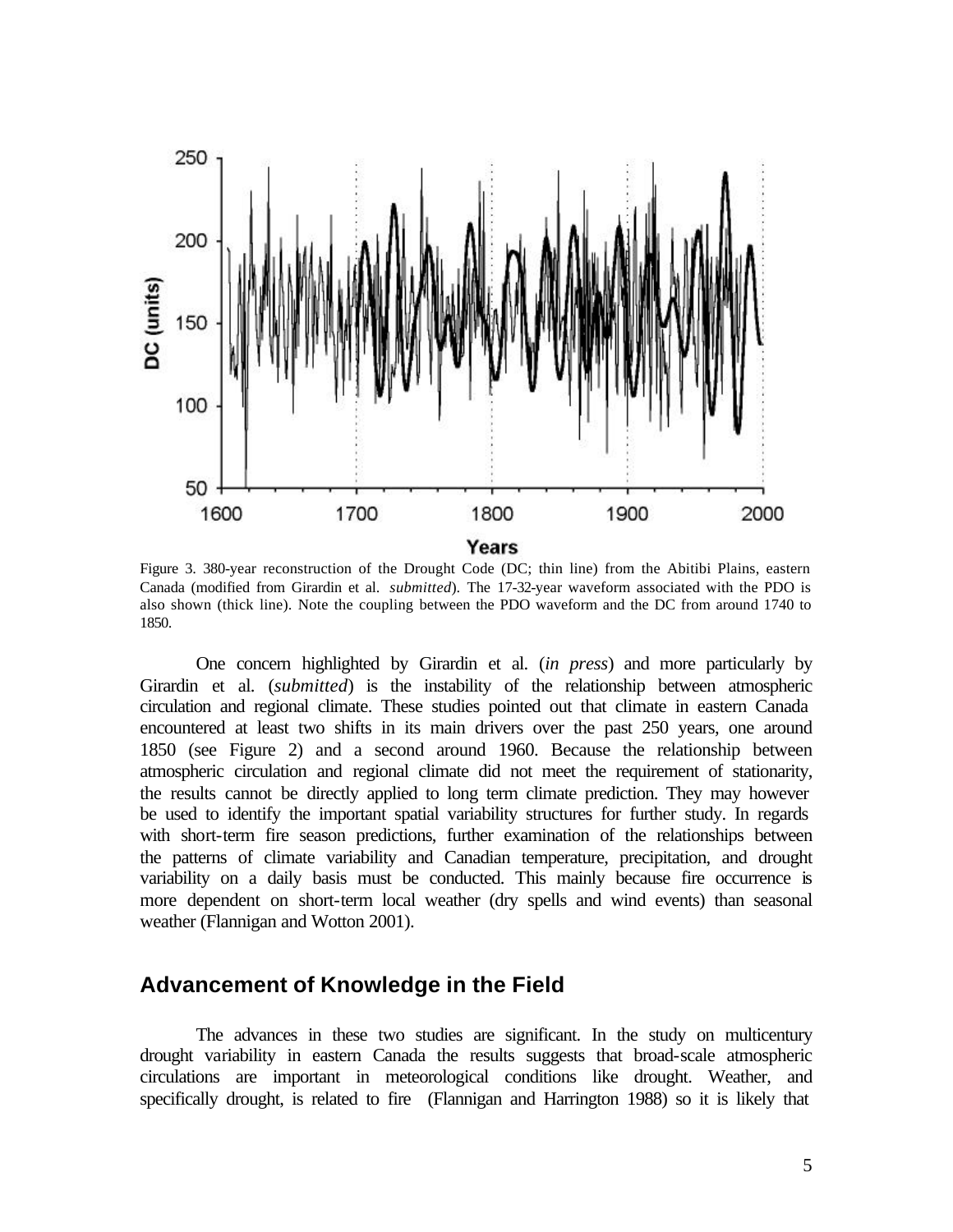Figure 3. 380-year reconstruction of the Drought Code (DC; thin line) from the Abitibi Plains, eastern Canada (modified from Girardin et al. *submitted*). The 17-32-year waveform associated with the PDO is also shown (thick line). Note the coupling between the PDO waveform and the DC from around 1740 to 1850.

One concern highlighted by Girardin et al. (*in press*) and more particularly by Girardin et al. (*submitted*) is the instability of the relationship between atmospheric circulation and regional climate. These studies pointed out that climate in eastern Canada encountered at least two shifts in its main drivers over the past 250 years, one around 1850 (see Figure 2) and a second around 1960. Because the relationship between atmospheric circulation and regional climate did not meet the requirement of stationarity, the results cannot be directly applied to long term climate prediction. They may however be used to identify the important spatial variability structures for further study. In regards with short-term fire season predictions, further examination of the relationships between the patterns of climate variability and Canadian temperature, precipitation, and drought variability on a daily basis must be conducted. This mainly because fire occurrence is more dependent on short-term local weather (dry spells and wind events) than seasonal weather (Flannigan and Wotton 2001).

## Advancement of Knowledge in the Field

The advances in these two studies are significant. In the study on multicentury drought variability in eastern Canada the results suggests that broad-scale atmospheric circulations are important in meteorological conditions like drought. Weather, and specifically drought, is related to fire (Flannigan and Harrington 1988) so it is likely that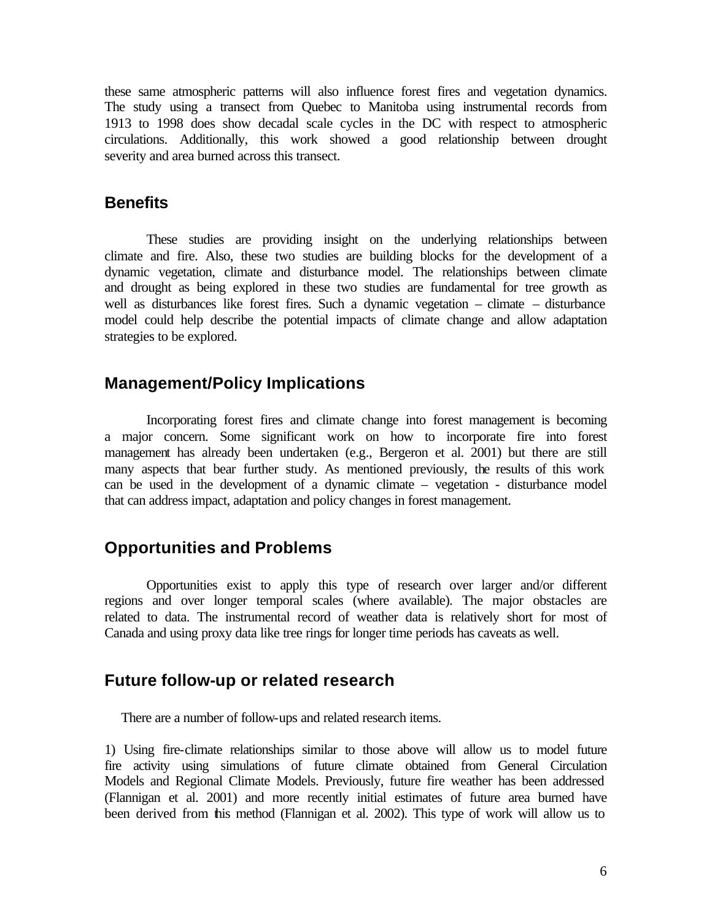these same atmospheric patterns will also influence forest fires and vegetation dynamics. The study using a transect from Quebec to Manitoba using instrumental records from 1913 to 1998 does show decadal scale cycles in the DC with respect to atmospheric circulations. Additionally, this work showed a good relationship between drought severity and area burned across this transect.

## Benefits

These studies are providing insight on the underlying relationships between climate and fire. Also, these two studies are building blocks for the development of a dynamic vegetation, climate and disturbance model. The relationships between climate and drought as being explored in these two studies are fundamental for tree growth as well as disturbances like forest fires. Such a dynamic vegetation – climate – disturbance model could help describe the potential impacts of climate change and allow adaptation strategies to be explored.

## Management/Policy Implications

Incorporating forest fires and climate change into forest management is becoming a major concern. Some significant work on how to incorporate fire into forest management has already been undertaken (e.g., Bergeron et al. 2001) but there are still many aspects that bear further study. As mentioned previously, the results of this work can be used in the development of a dynamic climate – vegetation - disturbance model that can address impact, adaptation and policy changes in forest management.

## Opportunities and Problems

Opportunities exist to apply this type of research over larger and/or different regions and over longer temporal scales (where available). The major obstacles are related to data. The instrumental record of weather data is relatively short for most of Canada and using proxy data like tree rings for longer time periods has caveats as well.

## Future follow-up or related research

There are a number of follow-ups and related research items.

1) Using fire-climate relationships similar to those above will allow us to model future fire activity using simulations of future climate obtained from General Circulation Models and Regional Climate Models. Previously, future fire weather has been addressed (Flannigan et al. 2001) and more recently initial estimates of future area burned have been derived from this method (Flannigan et al. 2002). This type of work will allow us to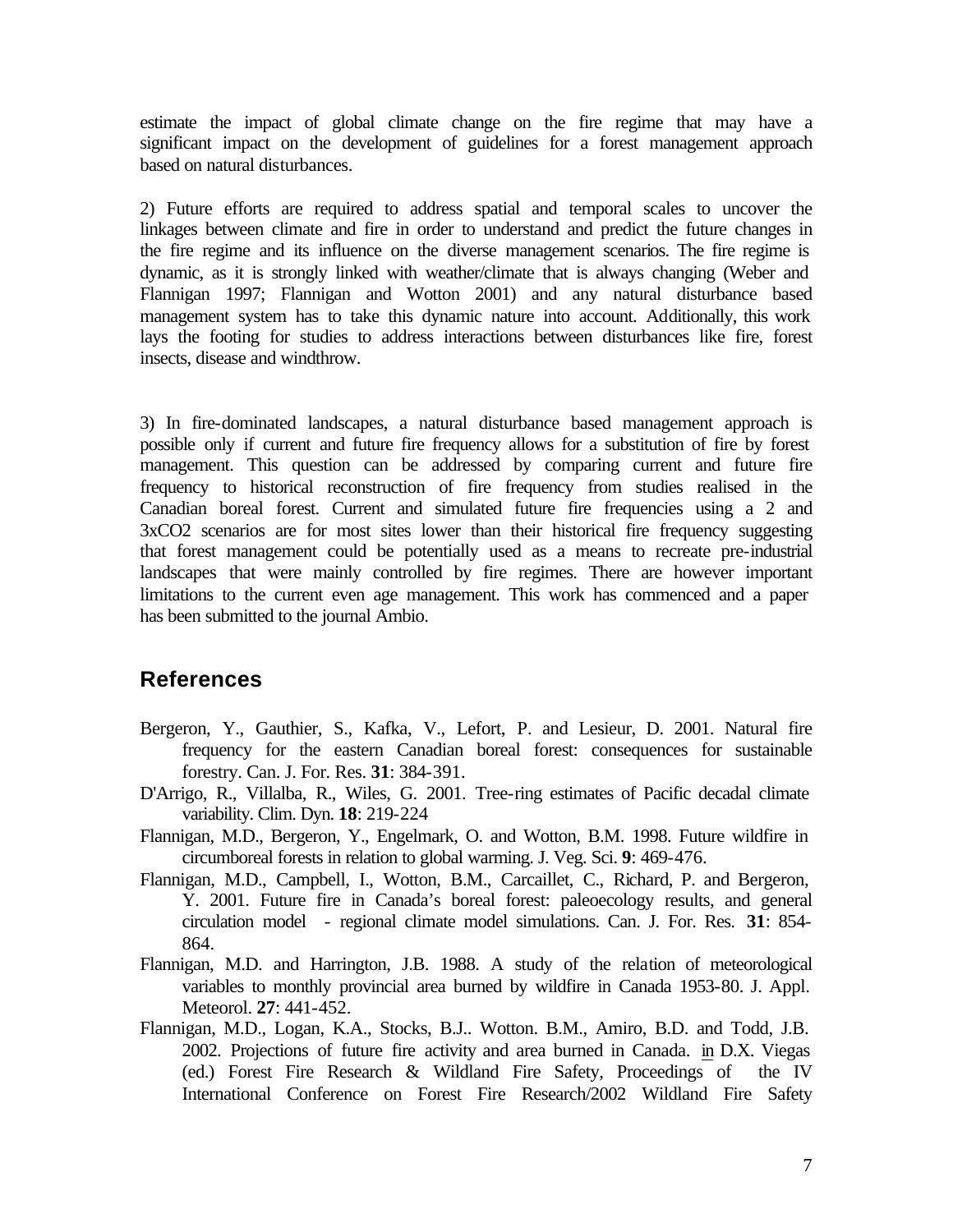estimate the impact of global climate change on the fire regime that may have a significant impact on the development of guidelines for a forest management approach based on natural disturbances.

2) Future efforts are required to address spatial and temporal scales to uncover the linkages between climate and fire in order to understand and predict the future changes in the fire regime and its influence on the diverse management scenarios. The fire regime is dynamic, as it is strongly linked with weather/climate that is always changing (Weber and Flannigan 1997; Flannigan and Wotton 2001) and any natural disturbance based management system has to take this dynamic nature into account. Additionally, this work lays the footing for studies to address interactions between disturbances like fire, forest insects, disease and windthrow.

3) In fire-dominated landscapes, a natural disturbance based management approach is possible only if current and future fire frequency allows for a substitution of fire by forest management. This question can be addressed by comparing current and future fire frequency to historical reconstruction of fire frequency from studies realised in the Canadian boreal forest. Current and simulated future fire frequencies using a 2 and $3xCO_2$ scenarios are for most sites lower than their historical fire frequency suggesting that forest management could be potentially used as a means to recreate pre-industrial landscapes that were mainly controlled by fire regimes. There are however important limitations to the current even age management. This work has commenced and a paper has been submitted to the journal Ambio.

## References

Bergeron, Y., Gauthier, S., Kafka, V., Lefort, P. and Lesieur, D. 2001. Natural fire frequency for the eastern Canadian boreal forest: consequences for sustainable forestry. Can. J. For. Res. **31**: 384-391.

D'Arrigo, R., Villalba, R., Wiles, G. 2001. Tree-ring estimates of Pacific decadal climate variability. Clim. Dyn. **18**: 219-224

Flannigan, M.D., Bergeron, Y., Engelmark, O. and Wotton, B.M. 1998. Future wildfire in circumboreal forests in relation to global warming. J. Veg. Sci. **9**: 469-476.

Flannigan, M.D., Campbell, I., Wotton, B.M., Carcaillet, C., Richard, P. and Bergeron, Y. 2001. Future fire in Canada's boreal forest: paleoecology results, and general circulation model - regional climate model simulations. Can. J. For. Res. **31**: 854-864.

Flannigan, M.D. and Harrington, J.B. 1988. A study of the relation of meteorological variables to monthly provincial area burned by wildfire in Canada 1953-80. J. Appl. Meteorol. **27**: 441-452.

Flannigan, M.D., Logan, K.A., Stocks, B.J.. Wotton. B.M., Amiro, B.D. and Todd, J.B. 2002. Projections of future fire activity and area burned in Canada. in D.X. Viegas (ed.) Forest Fire Research & Wildland Fire Safety, Proceedings of the IV International Conference on Forest Fire Research/2002 Wildland Fire Safety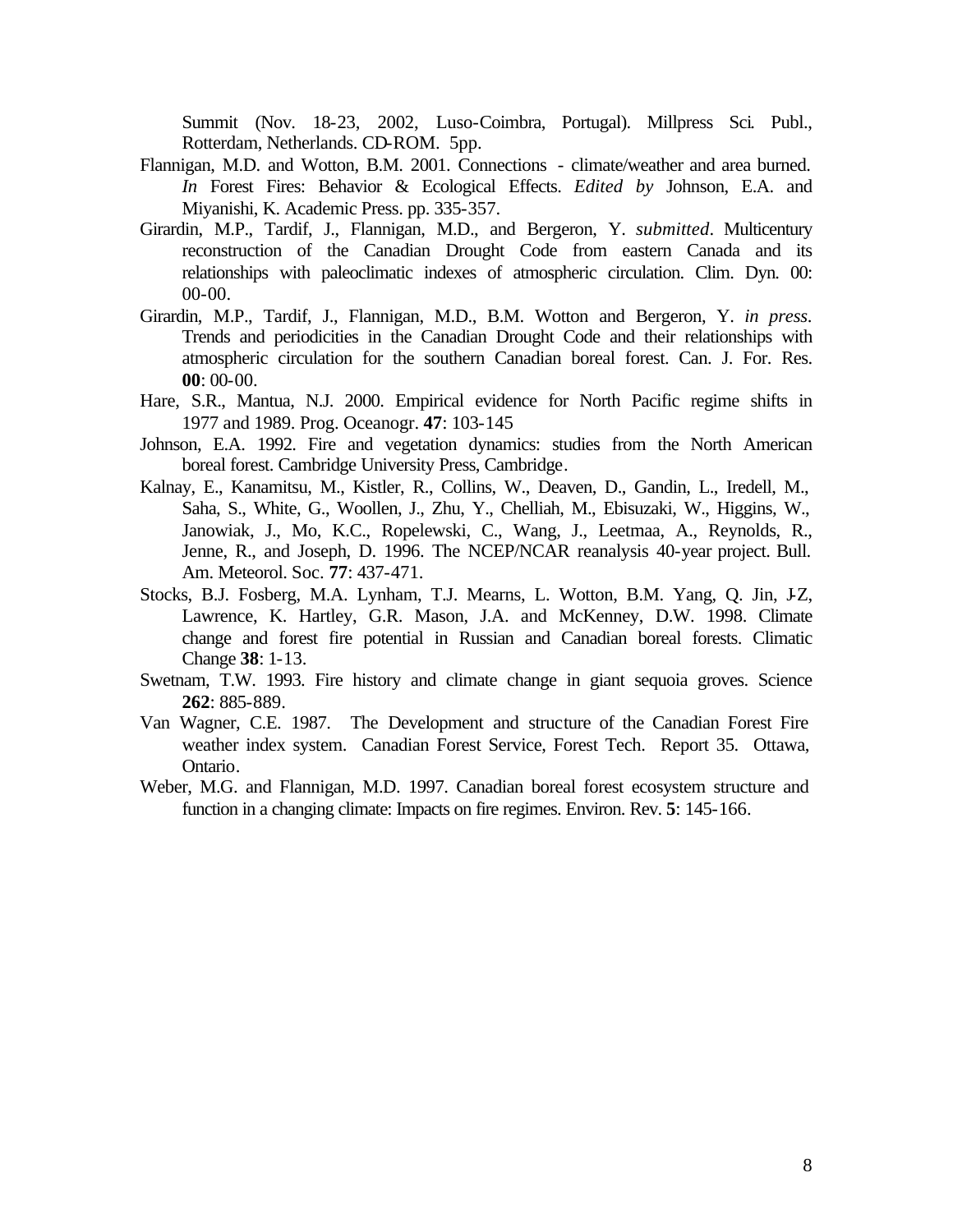Summit (Nov. 18-23, 2002, Luso-Coimbra, Portugal). Millpress Sci. Publ., Rotterdam, Netherlands. CD-ROM. 5pp.

Flannigan, M.D. and Wotton, B.M. 2001. Connections - climate/weather and area burned. *In* Forest Fires: Behavior & Ecological Effects. *Edited by* Johnson, E.A. and Miyanishi, K. Academic Press. pp. 335-357.

Girardin, M.P., Tardif, J., Flannigan, M.D., and Bergeron, Y. *submitted*. Multicentury reconstruction of the Canadian Drought Code from eastern Canada and its relationships with paleoclimatic indexes of atmospheric circulation. Clim. Dyn. 00: 00-00.

Girardin, M.P., Tardif, J., Flannigan, M.D., B.M. Wotton and Bergeron, Y. *in press*. Trends and periodicities in the Canadian Drought Code and their relationships with atmospheric circulation for the southern Canadian boreal forest. Can. J. For. Res. **00**: 00-00.

Hare, S.R., Mantua, N.J. 2000. Empirical evidence for North Pacific regime shifts in 1977 and 1989. Prog. Oceanogr. **47**: 103-145

Johnson, E.A. 1992. Fire and vegetation dynamics: studies from the North American boreal forest. Cambridge University Press, Cambridge.

Kalnay, E., Kanamitsu, M., Kistler, R., Collins, W., Deaven, D., Gandin, L., Iredell, M., Saha, S., White, G., Woollen, J., Zhu, Y., Chelliah, M., Ebisuzaki, W., Higgins, W., Janowiak, J., Mo, K.C., Ropelewski, C., Wang, J., Leetmaa, A., Reynolds, R., Jenne, R., and Joseph, D. 1996. The NCEP/NCAR reanalysis 40-year project. Bull. Am. Meteorol. Soc. **77**: 437-471.

Stocks, B.J. Fosberg, M.A. Lynham, T.J. Mearns, L. Wotton, B.M. Yang, Q. Jin, J-Z, Lawrence, K. Hartley, G.R. Mason, J.A. and McKenney, D.W. 1998. Climate change and forest fire potential in Russian and Canadian boreal forests. Climatic Change **38**: 1-13.

Swetnam, T.W. 1993. Fire history and climate change in giant sequoia groves. Science **262**: 885-889.

Van Wagner, C.E. 1987. The Development and structure of the Canadian Forest Fire weather index system. Canadian Forest Service, Forest Tech. Report 35. Ottawa, Ontario.

Weber, M.G. and Flannigan, M.D. 1997. Canadian boreal forest ecosystem structure and function in a changing climate: Impacts on fire regimes. Environ. Rev. **5**: 145-166.